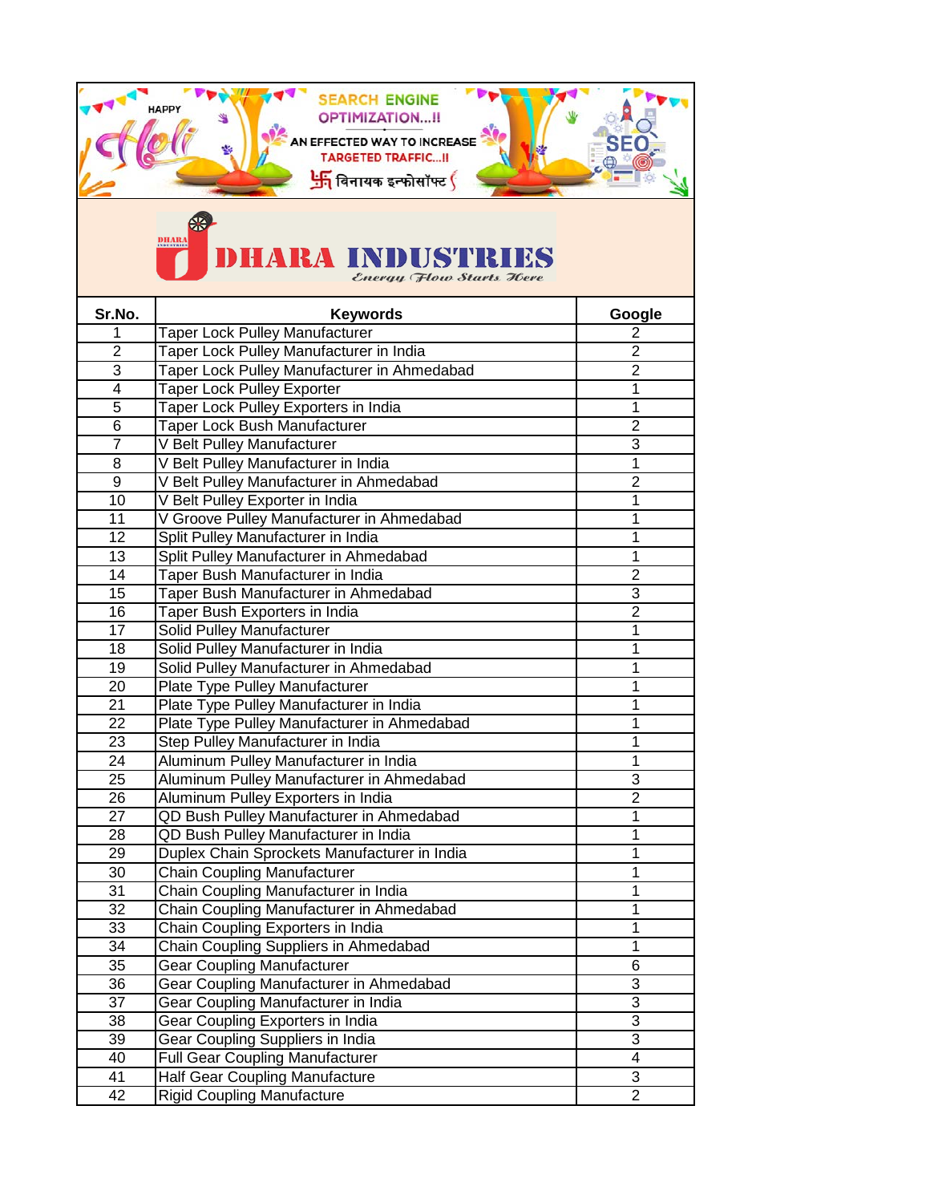HAPPY Holi

SEARCH ENGINE OPTIMIZATION...!!

AN EFFECTED WAY TO INCREASE TARGETED TRAFFIC...!!

विनायक इन्फोसॉफ्ट

SEO

# DHARA INDUSTRIES

*Energy Flow Starts Here*

| Sr.No. | Keywords | Google |
|---|---|---|
| 1 | Taper Lock Pulley Manufacturer | 2 |
| 2 | Taper Lock Pulley Manufacturer in India | 2 |
| 3 | Taper Lock Pulley Manufacturer in Ahmedabad | 2 |
| 4 | Taper Lock Pulley Exporter | 1 |
| 5 | Taper Lock Pulley Exporters in India | 1 |
| 6 | Taper Lock Bush Manufacturer | 2 |
| 7 | V Belt Pulley Manufacturer | 3 |
| 8 | V Belt Pulley Manufacturer in India | 1 |
| 9 | V Belt Pulley Manufacturer in Ahmedabad | 2 |
| 10 | V Belt Pulley Exporter in India | 1 |
| 11 | V Groove Pulley Manufacturer in Ahmedabad | 1 |
| 12 | Split Pulley Manufacturer in India | 1 |
| 13 | Split Pulley Manufacturer in Ahmedabad | 1 |
| 14 | Taper Bush Manufacturer in India | 2 |
| 15 | Taper Bush Manufacturer in Ahmedabad | 3 |
| 16 | Taper Bush Exporters in India | 2 |
| 17 | Solid Pulley Manufacturer | 1 |
| 18 | Solid Pulley Manufacturer in India | 1 |
| 19 | Solid Pulley Manufacturer in Ahmedabad | 1 |
| 20 | Plate Type Pulley Manufacturer | 1 |
| 21 | Plate Type Pulley Manufacturer in India | 1 |
| 22 | Plate Type Pulley Manufacturer in Ahmedabad | 1 |
| 23 | Step Pulley Manufacturer in India | 1 |
| 24 | Aluminum Pulley Manufacturer in India | 1 |
| 25 | Aluminum Pulley Manufacturer in Ahmedabad | 3 |
| 26 | Aluminum Pulley Exporters in India | 2 |
| 27 | QD Bush Pulley Manufacturer in Ahmedabad | 1 |
| 28 | QD Bush Pulley Manufacturer in India | 1 |
| 29 | Duplex Chain Sprockets Manufacturer in India | 1 |
| 30 | Chain Coupling Manufacturer | 1 |
| 31 | Chain Coupling Manufacturer in India | 1 |
| 32 | Chain Coupling Manufacturer in Ahmedabad | 1 |
| 33 | Chain Coupling Exporters in India | 1 |
| 34 | Chain Coupling Suppliers in Ahmedabad | 1 |
| 35 | Gear Coupling Manufacturer | 6 |
| 36 | Gear Coupling Manufacturer in Ahmedabad | 3 |
| 37 | Gear Coupling Manufacturer in India | 3 |
| 38 | Gear Coupling Exporters in India | 3 |
| 39 | Gear Coupling Suppliers in India | 3 |
| 40 | Full Gear Coupling Manufacturer | 4 |
| 41 | Half Gear Coupling Manufacture | 3 |
| 42 | Rigid Coupling Manufacture | 2 |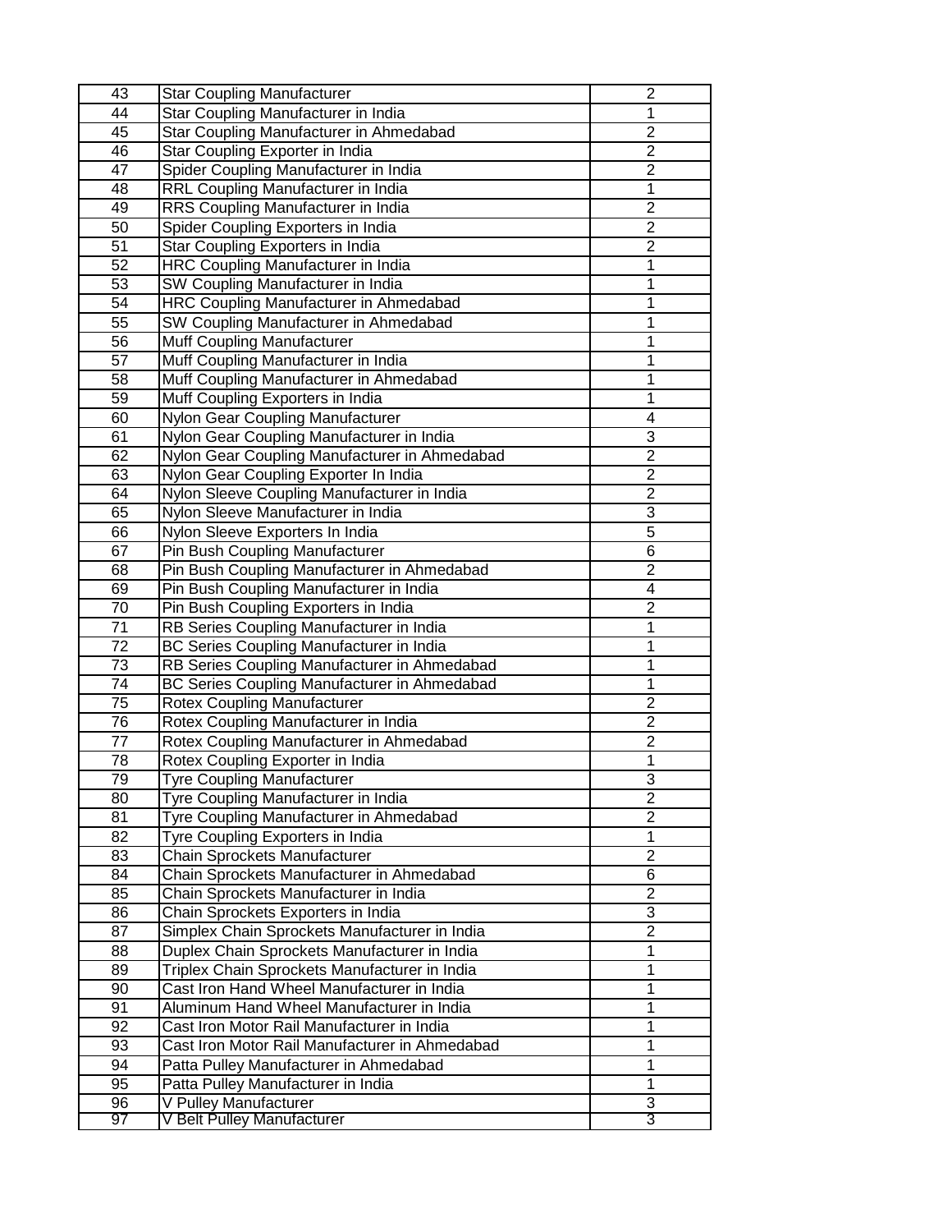| 43 | Star Coupling Manufacturer | 2 |
|---|---|---|
| 44 | Star Coupling Manufacturer in India | 1 |
| 45 | Star Coupling Manufacturer in Ahmedabad | 2 |
| 46 | Star Coupling Exporter in India | 2 |
| 47 | Spider Coupling Manufacturer in India | 2 |
| 48 | RRL Coupling Manufacturer in India | 1 |
| 49 | RRS Coupling Manufacturer in India | 2 |
| 50 | Spider Coupling Exporters in India | 2 |
| 51 | Star Coupling Exporters in India | 2 |
| 52 | HRC Coupling Manufacturer in India | 1 |
| 53 | SW Coupling Manufacturer in India | 1 |
| 54 | HRC Coupling Manufacturer in Ahmedabad | 1 |
| 55 | SW Coupling Manufacturer in Ahmedabad | 1 |
| 56 | Muff Coupling Manufacturer | 1 |
| 57 | Muff Coupling Manufacturer in India | 1 |
| 58 | Muff Coupling Manufacturer in Ahmedabad | 1 |
| 59 | Muff Coupling Exporters in India | 1 |
| 60 | Nylon Gear Coupling Manufacturer | 4 |
| 61 | Nylon Gear Coupling Manufacturer in India | 3 |
| 62 | Nylon Gear Coupling Manufacturer in Ahmedabad | 2 |
| 63 | Nylon Gear Coupling Exporter In India | 2 |
| 64 | Nylon Sleeve Coupling Manufacturer in India | 2 |
| 65 | Nylon Sleeve Manufacturer in India | 3 |
| 66 | Nylon Sleeve Exporters In India | 5 |
| 67 | Pin Bush Coupling Manufacturer | 6 |
| 68 | Pin Bush Coupling Manufacturer in Ahmedabad | 2 |
| 69 | Pin Bush Coupling Manufacturer in India | 4 |
| 70 | Pin Bush Coupling Exporters in India | 2 |
| 71 | RB Series Coupling Manufacturer in India | 1 |
| 72 | BC Series Coupling Manufacturer in India | 1 |
| 73 | RB Series Coupling Manufacturer in Ahmedabad | 1 |
| 74 | BC Series Coupling Manufacturer in Ahmedabad | 1 |
| 75 | Rotex Coupling Manufacturer | 2 |
| 76 | Rotex Coupling Manufacturer in India | 2 |
| 77 | Rotex Coupling Manufacturer in Ahmedabad | 2 |
| 78 | Rotex Coupling Exporter in India | 1 |
| 79 | Tyre Coupling Manufacturer | 3 |
| 80 | Tyre Coupling Manufacturer in India | 2 |
| 81 | Tyre Coupling Manufacturer in Ahmedabad | 2 |
| 82 | Tyre Coupling Exporters in India | 1 |
| 83 | Chain Sprockets Manufacturer | 2 |
| 84 | Chain Sprockets Manufacturer in Ahmedabad | 6 |
| 85 | Chain Sprockets Manufacturer in India | 2 |
| 86 | Chain Sprockets Exporters in India | 3 |
| 87 | Simplex Chain Sprockets Manufacturer in India | 2 |
| 88 | Duplex Chain Sprockets Manufacturer in India | 1 |
| 89 | Triplex Chain Sprockets Manufacturer in India | 1 |
| 90 | Cast Iron Hand Wheel Manufacturer in India | 1 |
| 91 | Aluminum Hand Wheel Manufacturer in India | 1 |
| 92 | Cast Iron Motor Rail Manufacturer in India | 1 |
| 93 | Cast Iron Motor Rail Manufacturer in Ahmedabad | 1 |
| 94 | Patta Pulley Manufacturer in Ahmedabad | 1 |
| 95 | Patta Pulley Manufacturer in India | 1 |
| 96 | V Pulley Manufacturer | 3 |
| 97 | V Belt Pulley Manufacturer | 3 |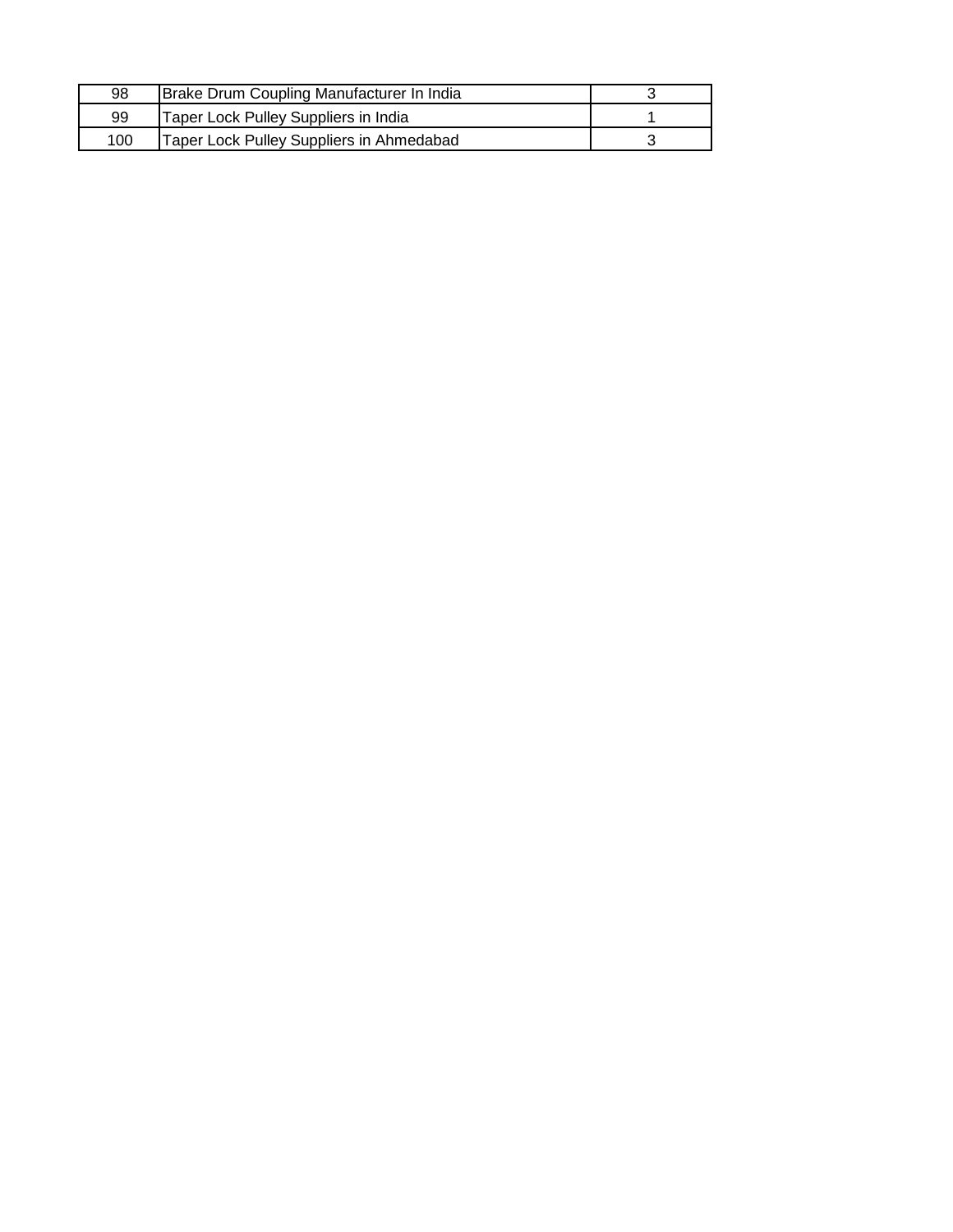| | | |
|---|---|---|
| 98 | Brake Drum Coupling Manufacturer In India | 3 |
| 99 | Taper Lock Pulley Suppliers in India | 1 |
| 100 | Taper Lock Pulley Suppliers in Ahmedabad | 3 |